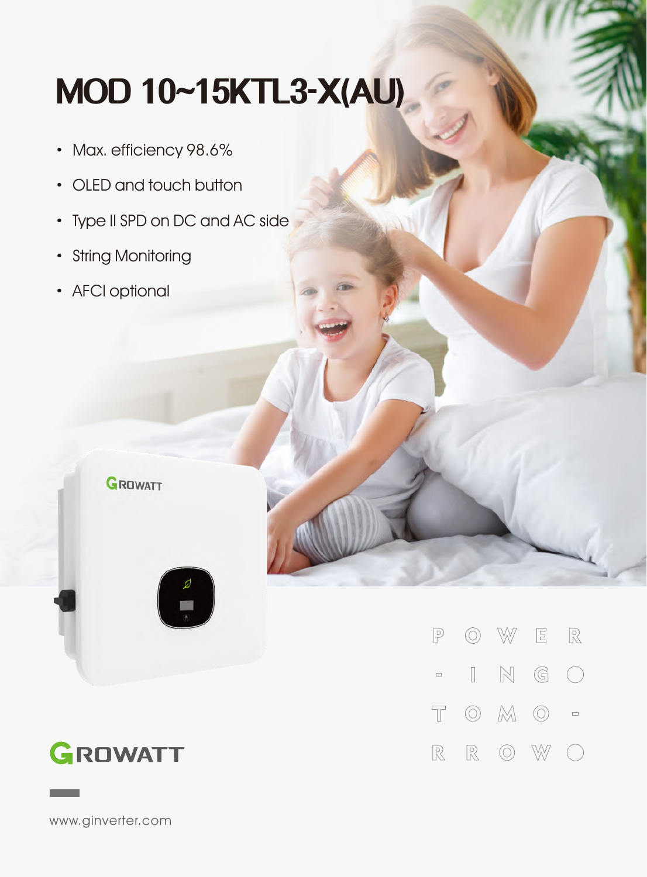# MOD 10~15KTL3-X(AU)

- Max. efficiency 98.6%
- OLED and touch button
- Type II SPD on DC and AC side
- String Monitoring
- AFCI optional

GROWATT

POWER-
ING
TOMO-
RROW

GROWATT

www.ginverter.com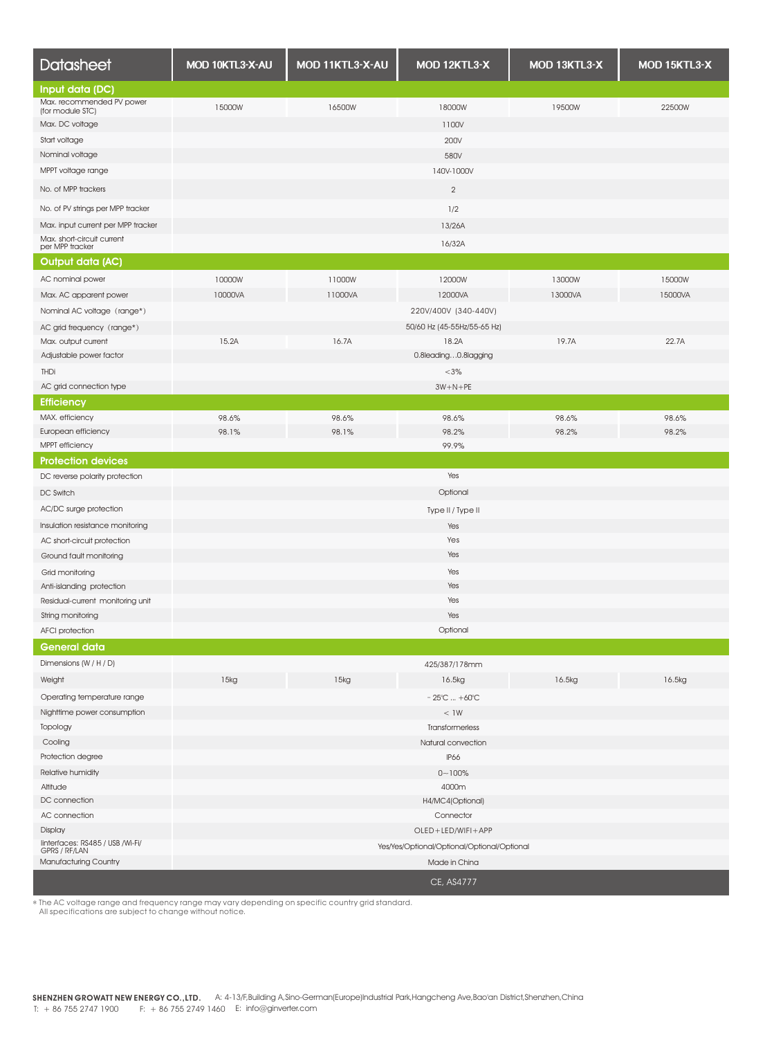| Datasheet | MOD 10KTL3-X-AU | MOD 11KTL3-X-AU | MOD 12KTL3-X | MOD 13KTL3-X | MOD 15KTL3-X |
|---|---|---|---|---|---|
| **Input data (DC)** | | | | | |
| Max. recommended PV power (for module STC) | 15000W | 16500W | 18000W | 19500W | 22500W |
| Max. DC voltage | | | 1100V | | |
| Start voltage | | | 200V | | |
| Nominal voltage | | | 580V | | |
| MPPT voltage range | | | 140V-1000V | | |
| No. of MPP trackers | | | 2 | | |
| No. of PV strings per MPP tracker | | | 1/2 | | |
| Max. input current per MPP tracker | | | 13/26A | | |
| Max. short-circuit current per MPP tracker | | | 16/32A | | |
| **Output data (AC)** | | | | | |
| AC nominal power | 10000W | 11000W | 12000W | 13000W | 15000W |
| Max. AC apparent power | 10000VA | 11000VA | 12000VA | 13000VA | 15000VA |
| Nominal AC voltage（range*） | | | 220V/400V (340-440V) | | |
| AC grid frequency（range*） | | | 50/60 Hz (45-55Hz/55-65 Hz) | | |
| Max. output current | 15.2A | 16.7A | 18.2A | 19.7A | 22.7A |
| Adjustable power factor | | | 0.8leading…0.8lagging | | |
| THDi | | | <3% | | |
| AC grid connection type | | | 3W+N+PE | | |
| **Efficiency** | | | | | |
| MAX. efficiency | 98.6% | 98.6% | 98.6% | 98.6% | 98.6% |
| European efficiency | 98.1% | 98.1% | 98.2% | 98.2% | 98.2% |
| MPPT efficiency | | | 99.9% | | |
| **Protection devices** | | | | | |
| DC reverse polarity protection | | | Yes | | |
| DC Switch | | | Optional | | |
| AC/DC surge protection | | | Type II / Type II | | |
| Insulation resistance monitoring | | | Yes | | |
| AC short-circuit protection | | | Yes | | |
| Ground fault monitoring | | | Yes | | |
| Grid monitoring | | | Yes | | |
| Anti-islanding protection | | | Yes | | |
| Residual-current monitoring unit | | | Yes | | |
| String monitoring | | | Yes | | |
| AFCI protection | | | Optional | | |
| **General data** | | | | | |
| Dimensions (W / H / D) | | | 425/387/178mm | | |
| Weight | 15kg | 15kg | 16.5kg | 16.5kg | 16.5kg |
| Operating temperature range | | | - 25°C ... +60°C | | |
| Nighttime power consumption | | | < 1W | | |
| Topology | | | Transformerless | | |
| Cooling | | | Natural convection | | |
| Protection degree | | | IP66 | | |
| Relative humidity | | | 0~100% | | |
| Altitude | | | 4000m | | |
| DC connection | | | H4/MC4(Optional) | | |
| AC connection | | | Connector | | |
| Display | | | OLED+LED/WIFI+APP | | |
| Iinterfaces: RS485 / USB /Wi-Fi/ GPRS / RF/LAN | | | Yes/Yes/Optional/Optional/Optional/Optional | | |
| Manufacturing Country | | | Made in China | | |
| | | | CE, AS4777 | | |

* The AC voltage range and frequency range may vary depending on specific country grid standard.
All specifications are subject to change without notice.

**SHENZHEN GROWATT NEW ENERGY CO.,LTD.** A: 4-13/F,Building A,Sino-German(Europe)Industrial Park,Hangcheng Ave,Bao'an District,Shenzhen,China
T: + 86 755 2747 1900 F: + 86 755 2749 1460 E: info@ginverter.com